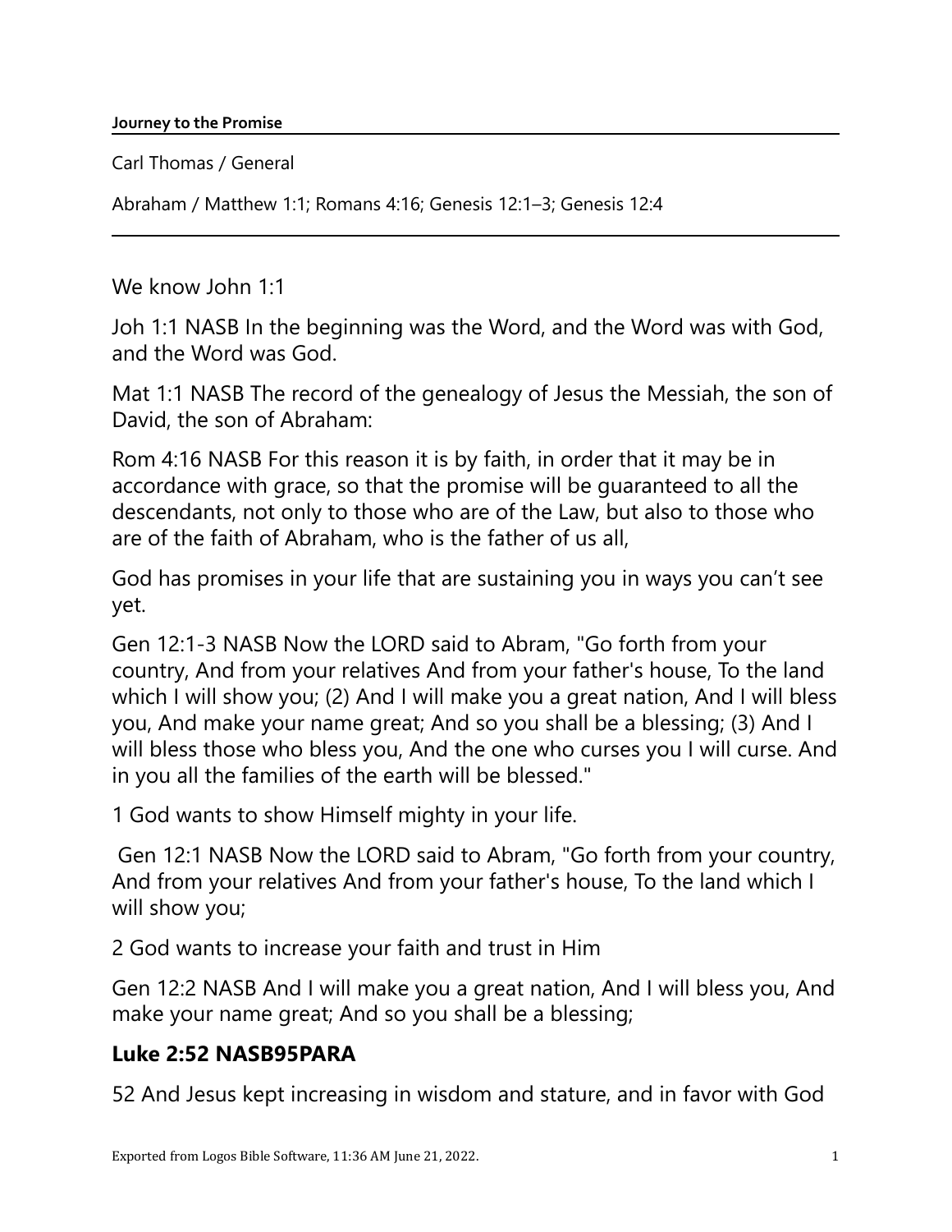**Journey to the Promise**

Carl Thomas / General

Abraham / Matthew 1:1; Romans 4:16; Genesis 12:1–3; Genesis 12:4

---

We know John 1:1

Joh 1:1 NASB In the beginning was the Word, and the Word was with God, and the Word was God.

Mat 1:1 NASB The record of the genealogy of Jesus the Messiah, the son of David, the son of Abraham:

Rom 4:16 NASB For this reason it is by faith, in order that it may be in accordance with grace, so that the promise will be guaranteed to all the descendants, not only to those who are of the Law, but also to those who are of the faith of Abraham, who is the father of us all,

God has promises in your life that are sustaining you in ways you can't see yet.

Gen 12:1-3 NASB Now the LORD said to Abram, "Go forth from your country, And from your relatives And from your father's house, To the land which I will show you; (2) And I will make you a great nation, And I will bless you, And make your name great; And so you shall be a blessing; (3) And I will bless those who bless you, And the one who curses you I will curse. And in you all the families of the earth will be blessed."

1 God wants to show Himself mighty in your life.

Gen 12:1 NASB Now the LORD said to Abram, "Go forth from your country, And from your relatives And from your father's house, To the land which I will show you;

2 God wants to increase your faith and trust in Him

Gen 12:2 NASB And I will make you a great nation, And I will bless you, And make your name great; And so you shall be a blessing;

### Luke 2:52 NASB95PARA

52 And Jesus kept increasing in wisdom and stature, and in favor with God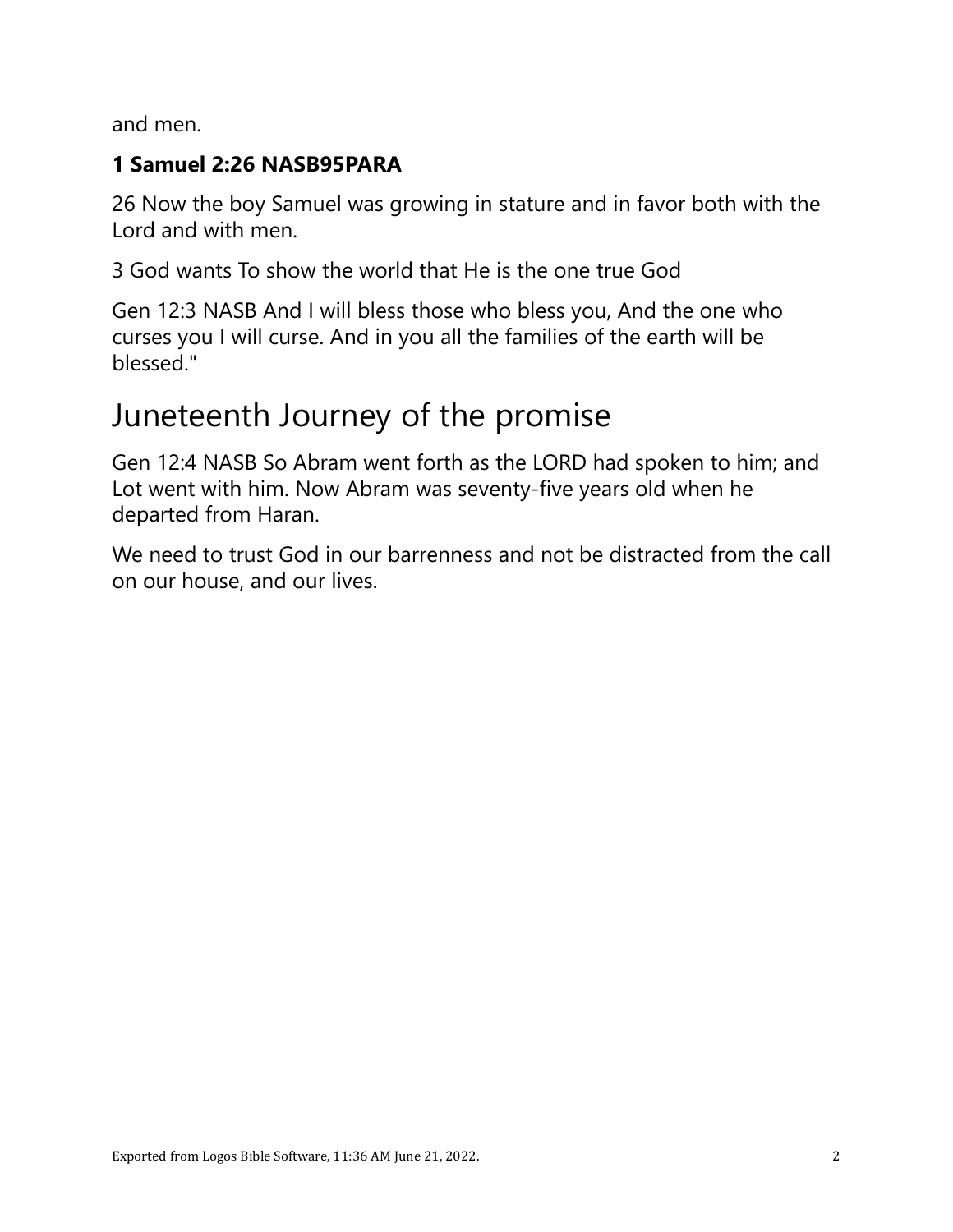and men.

**1 Samuel 2:26 NASB95PARA**

26 Now the boy Samuel was growing in stature and in favor both with the Lord and with men.

3 God wants To show the world that He is the one true God

Gen 12:3 NASB And I will bless those who bless you, And the one who curses you I will curse. And in you all the families of the earth will be blessed."

# Juneteenth Journey of the promise

Gen 12:4 NASB So Abram went forth as the LORD had spoken to him; and Lot went with him. Now Abram was seventy-five years old when he departed from Haran.

We need to trust God in our barrenness and not be distracted from the call on our house, and our lives.